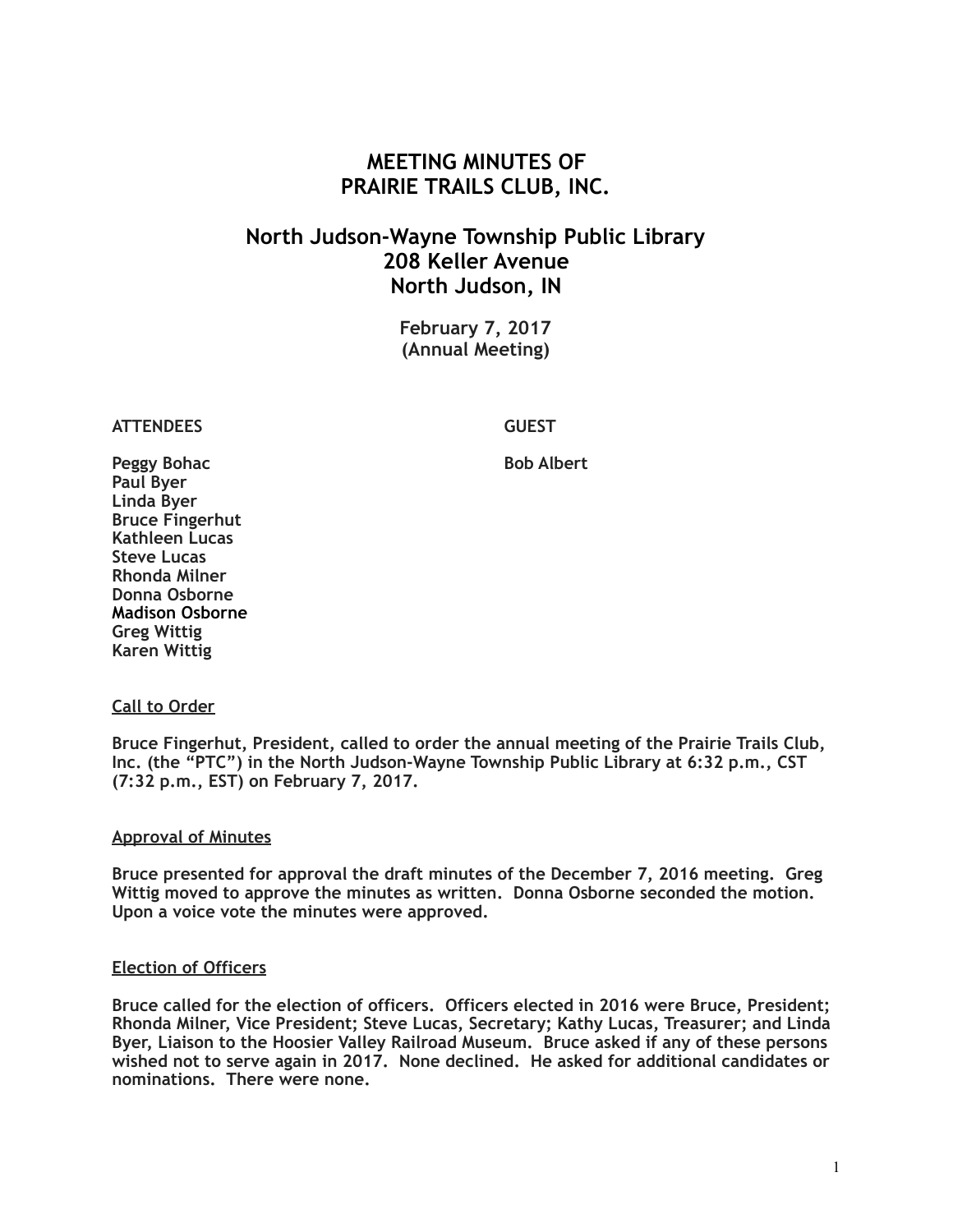# MEETING MINUTES OF PRAIRIE TRAILS CLUB, INC.

## North Judson-Wayne Township Public Library
## 208 Keller Avenue
## North Judson, IN

**February 7, 2017**
**(Annual Meeting)**

| ATTENDEES | GUEST |
|---|---|
| Peggy Bohac | Bob Albert |
| Paul Byer | |
| Linda Byer | |
| Bruce Fingerhut | |
| Kathleen Lucas | |
| Steve Lucas | |
| Rhonda Milner | |
| Donna Osborne | |
| Madison Osborne | |
| Greg Wittig | |
| Karen Wittig | |

**Call to Order**

Bruce Fingerhut, President, called to order the annual meeting of the Prairie Trails Club, Inc. (the "PTC") in the North Judson-Wayne Township Public Library at 6:32 p.m., CST (7:32 p.m., EST) on February 7, 2017.

**Approval of Minutes**

Bruce presented for approval the draft minutes of the December 7, 2016 meeting. Greg Wittig moved to approve the minutes as written. Donna Osborne seconded the motion. Upon a voice vote the minutes were approved.

**Election of Officers**

Bruce called for the election of officers. Officers elected in 2016 were Bruce, President; Rhonda Milner, Vice President; Steve Lucas, Secretary; Kathy Lucas, Treasurer; and Linda Byer, Liaison to the Hoosier Valley Railroad Museum. Bruce asked if any of these persons wished not to serve again in 2017. None declined. He asked for additional candidates or nominations. There were none.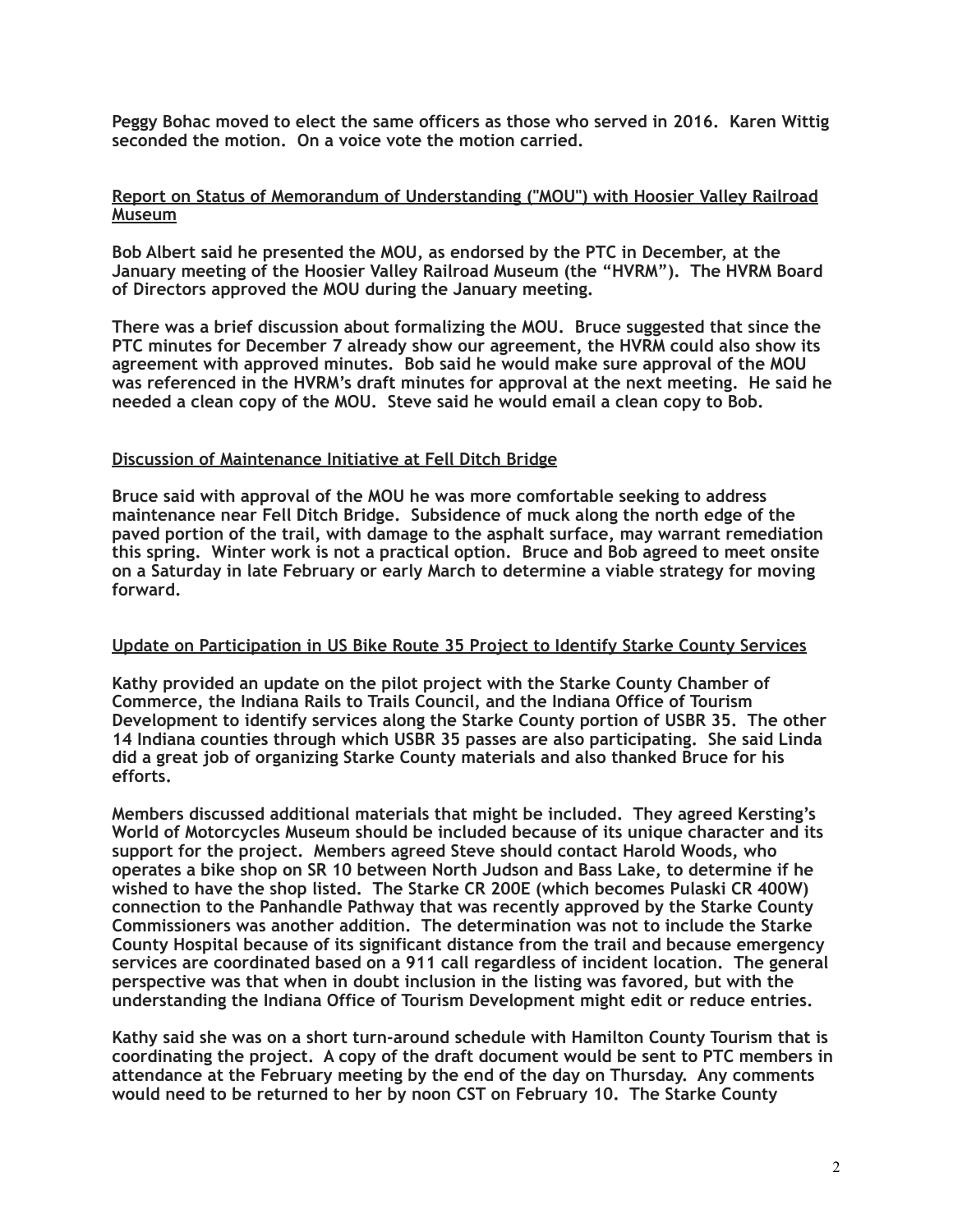**Peggy Bohac moved to elect the same officers as those who served in 2016. Karen Wittig seconded the motion. On a voice vote the motion carried.**

**Report on Status of Memorandum of Understanding ("MOU") with Hoosier Valley Railroad Museum**

**Bob Albert said he presented the MOU, as endorsed by the PTC in December, at the January meeting of the Hoosier Valley Railroad Museum (the "HVRM"). The HVRM Board of Directors approved the MOU during the January meeting.**

**There was a brief discussion about formalizing the MOU. Bruce suggested that since the PTC minutes for December 7 already show our agreement, the HVRM could also show its agreement with approved minutes. Bob said he would make sure approval of the MOU was referenced in the HVRM's draft minutes for approval at the next meeting. He said he needed a clean copy of the MOU. Steve said he would email a clean copy to Bob.**

**Discussion of Maintenance Initiative at Fell Ditch Bridge**

**Bruce said with approval of the MOU he was more comfortable seeking to address maintenance near Fell Ditch Bridge. Subsidence of muck along the north edge of the paved portion of the trail, with damage to the asphalt surface, may warrant remediation this spring. Winter work is not a practical option. Bruce and Bob agreed to meet onsite on a Saturday in late February or early March to determine a viable strategy for moving forward.**

**Update on Participation in US Bike Route 35 Project to Identify Starke County Services**

**Kathy provided an update on the pilot project with the Starke County Chamber of Commerce, the Indiana Rails to Trails Council, and the Indiana Office of Tourism Development to identify services along the Starke County portion of USBR 35. The other 14 Indiana counties through which USBR 35 passes are also participating. She said Linda did a great job of organizing Starke County materials and also thanked Bruce for his efforts.**

**Members discussed additional materials that might be included. They agreed Kersting's World of Motorcycles Museum should be included because of its unique character and its support for the project. Members agreed Steve should contact Harold Woods, who operates a bike shop on SR 10 between North Judson and Bass Lake, to determine if he wished to have the shop listed. The Starke CR 200E (which becomes Pulaski CR 400W) connection to the Panhandle Pathway that was recently approved by the Starke County Commissioners was another addition. The determination was not to include the Starke County Hospital because of its significant distance from the trail and because emergency services are coordinated based on a 911 call regardless of incident location. The general perspective was that when in doubt inclusion in the listing was favored, but with the understanding the Indiana Office of Tourism Development might edit or reduce entries.**

**Kathy said she was on a short turn-around schedule with Hamilton County Tourism that is coordinating the project. A copy of the draft document would be sent to PTC members in attendance at the February meeting by the end of the day on Thursday. Any comments would need to be returned to her by noon CST on February 10. The Starke County**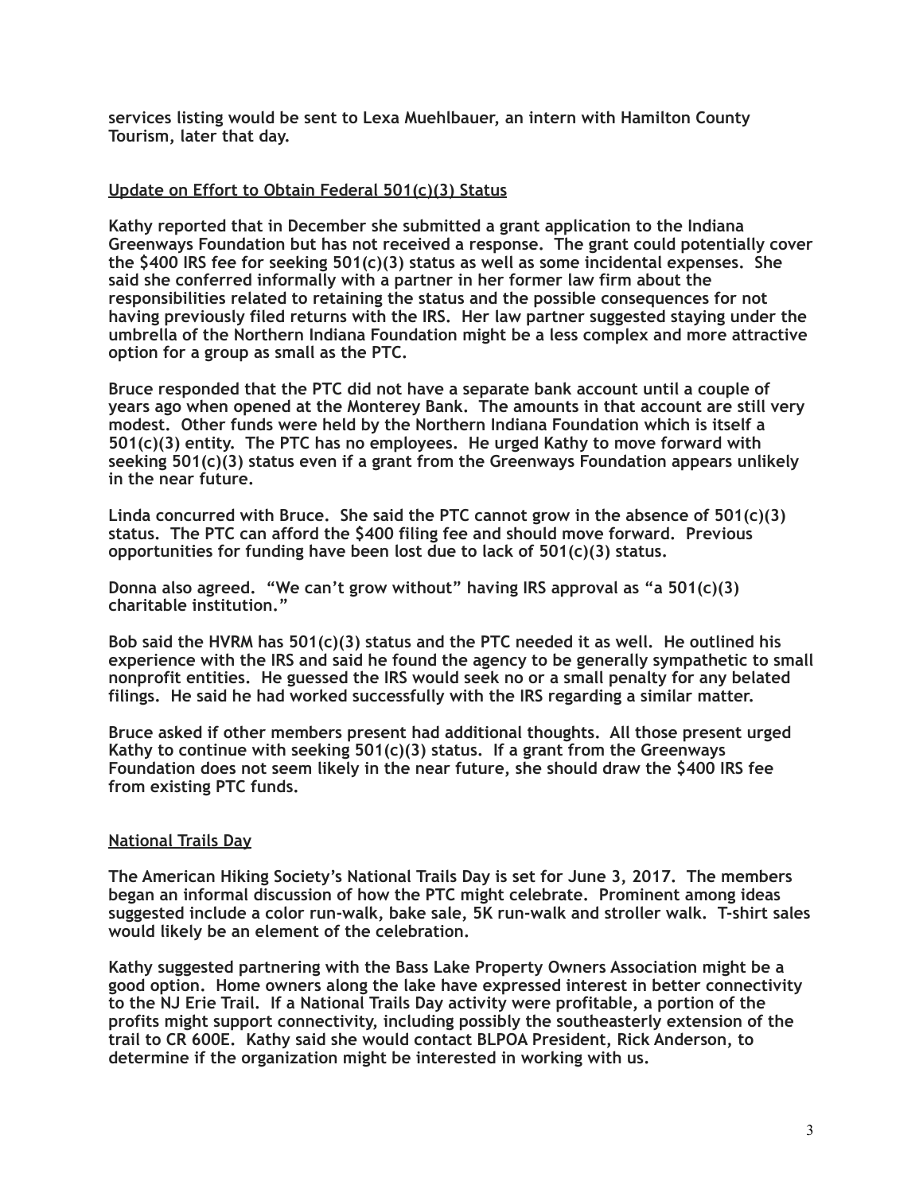**services listing would be sent to Lexa Muehlbauer, an intern with Hamilton County Tourism, later that day.**

## Update on Effort to Obtain Federal 501(c)(3) Status

**Kathy reported that in December she submitted a grant application to the Indiana Greenways Foundation but has not received a response. The grant could potentially cover the $400 IRS fee for seeking 501(c)(3) status as well as some incidental expenses. She said she conferred informally with a partner in her former law firm about the responsibilities related to retaining the status and the possible consequences for not having previously filed returns with the IRS. Her law partner suggested staying under the umbrella of the Northern Indiana Foundation might be a less complex and more attractive option for a group as small as the PTC.**

**Bruce responded that the PTC did not have a separate bank account until a couple of years ago when opened at the Monterey Bank. The amounts in that account are still very modest. Other funds were held by the Northern Indiana Foundation which is itself a 501(c)(3) entity. The PTC has no employees. He urged Kathy to move forward with seeking 501(c)(3) status even if a grant from the Greenways Foundation appears unlikely in the near future.**

**Linda concurred with Bruce. She said the PTC cannot grow in the absence of 501(c)(3) status. The PTC can afford the $400 filing fee and should move forward. Previous opportunities for funding have been lost due to lack of 501(c)(3) status.**

**Donna also agreed. "We can't grow without" having IRS approval as "a 501(c)(3) charitable institution."**

**Bob said the HVRM has 501(c)(3) status and the PTC needed it as well. He outlined his experience with the IRS and said he found the agency to be generally sympathetic to small nonprofit entities. He guessed the IRS would seek no or a small penalty for any belated filings. He said he had worked successfully with the IRS regarding a similar matter.**

**Bruce asked if other members present had additional thoughts. All those present urged Kathy to continue with seeking 501(c)(3) status. If a grant from the Greenways Foundation does not seem likely in the near future, she should draw the $400 IRS fee from existing PTC funds.**

## National Trails Day

**The American Hiking Society's National Trails Day is set for June 3, 2017. The members began an informal discussion of how the PTC might celebrate. Prominent among ideas suggested include a color run-walk, bake sale, 5K run-walk and stroller walk. T-shirt sales would likely be an element of the celebration.**

**Kathy suggested partnering with the Bass Lake Property Owners Association might be a good option. Home owners along the lake have expressed interest in better connectivity to the NJ Erie Trail. If a National Trails Day activity were profitable, a portion of the profits might support connectivity, including possibly the southeasterly extension of the trail to CR 600E. Kathy said she would contact BLPOA President, Rick Anderson, to determine if the organization might be interested in working with us.**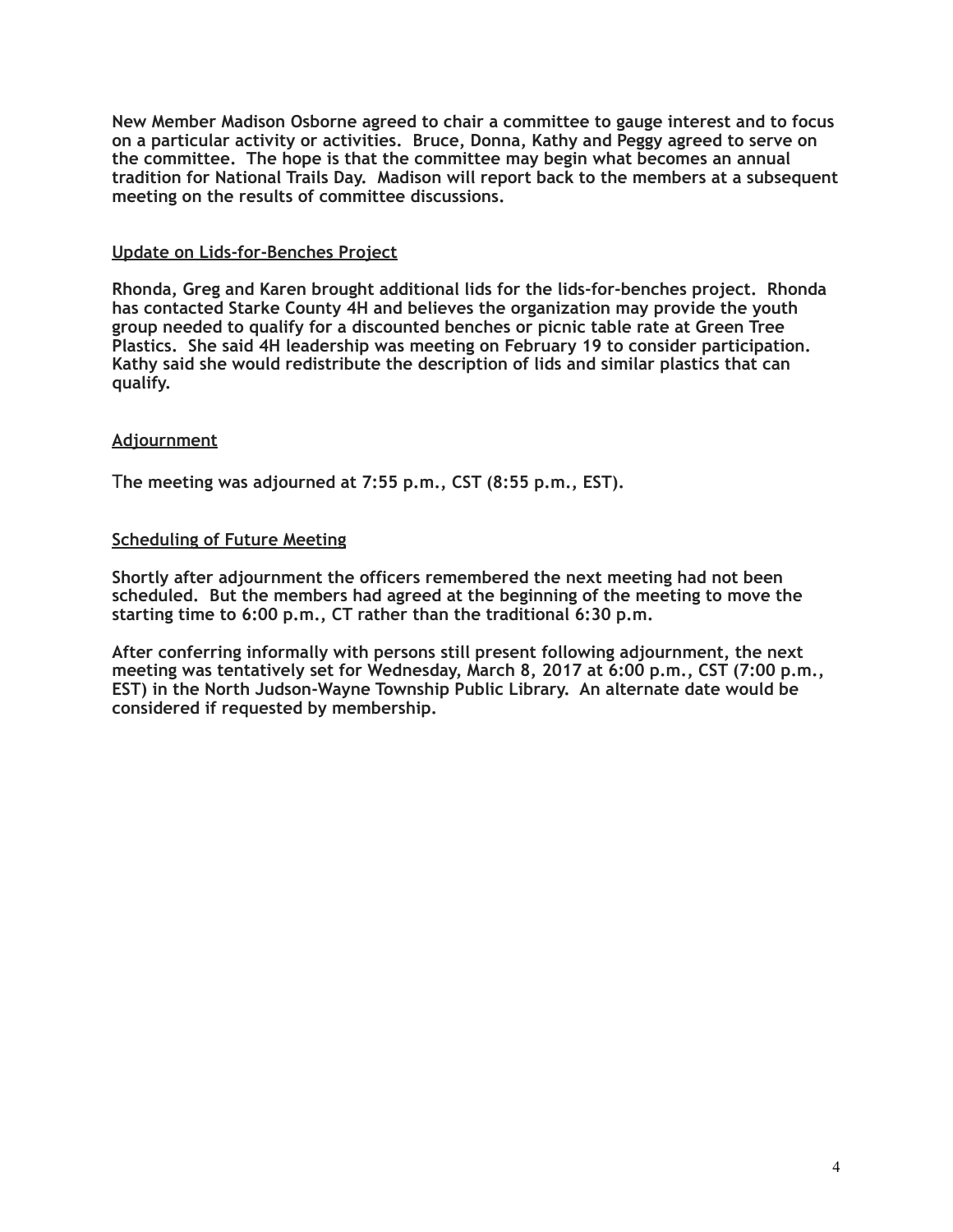**New Member Madison Osborne agreed to chair a committee to gauge interest and to focus on a particular activity or activities. Bruce, Donna, Kathy and Peggy agreed to serve on the committee. The hope is that the committee may begin what becomes an annual tradition for National Trails Day. Madison will report back to the members at a subsequent meeting on the results of committee discussions.**

## Update on Lids-for-Benches Project

**Rhonda, Greg and Karen brought additional lids for the lids-for-benches project. Rhonda has contacted Starke County 4H and believes the organization may provide the youth group needed to qualify for a discounted benches or picnic table rate at Green Tree Plastics. She said 4H leadership was meeting on February 19 to consider participation. Kathy said she would redistribute the description of lids and similar plastics that can qualify.**

## Adjournment

**The meeting was adjourned at 7:55 p.m., CST (8:55 p.m., EST).**

## Scheduling of Future Meeting

**Shortly after adjournment the officers remembered the next meeting had not been scheduled. But the members had agreed at the beginning of the meeting to move the starting time to 6:00 p.m., CT rather than the traditional 6:30 p.m.**

**After conferring informally with persons still present following adjournment, the next meeting was tentatively set for Wednesday, March 8, 2017 at 6:00 p.m., CST (7:00 p.m., EST) in the North Judson-Wayne Township Public Library. An alternate date would be considered if requested by membership.**